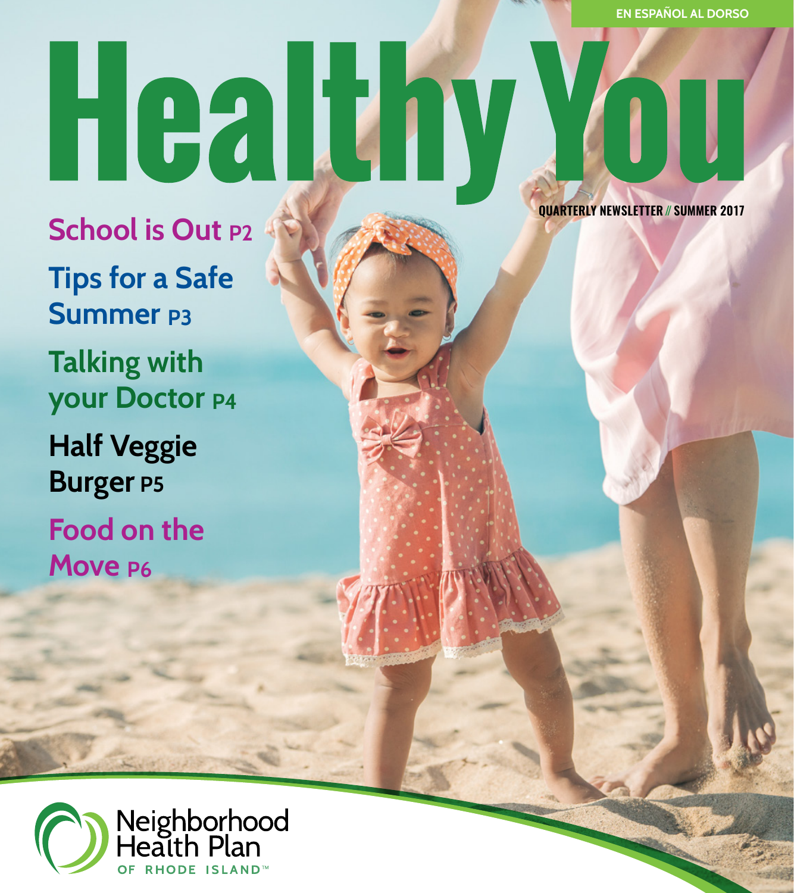EN ESPAÑOL AL DORSO

# Healthy You

QUARTERLY NEWSLETTER // SUMMER 2017

**School is Out** P2

**Tips for a Safe Summer** P3

**Talking with your Doctor** P4

**Half Veggie Burger** P5

**Food on the Move** P6

Neighborhood Health Plan OF RHODE ISLAND™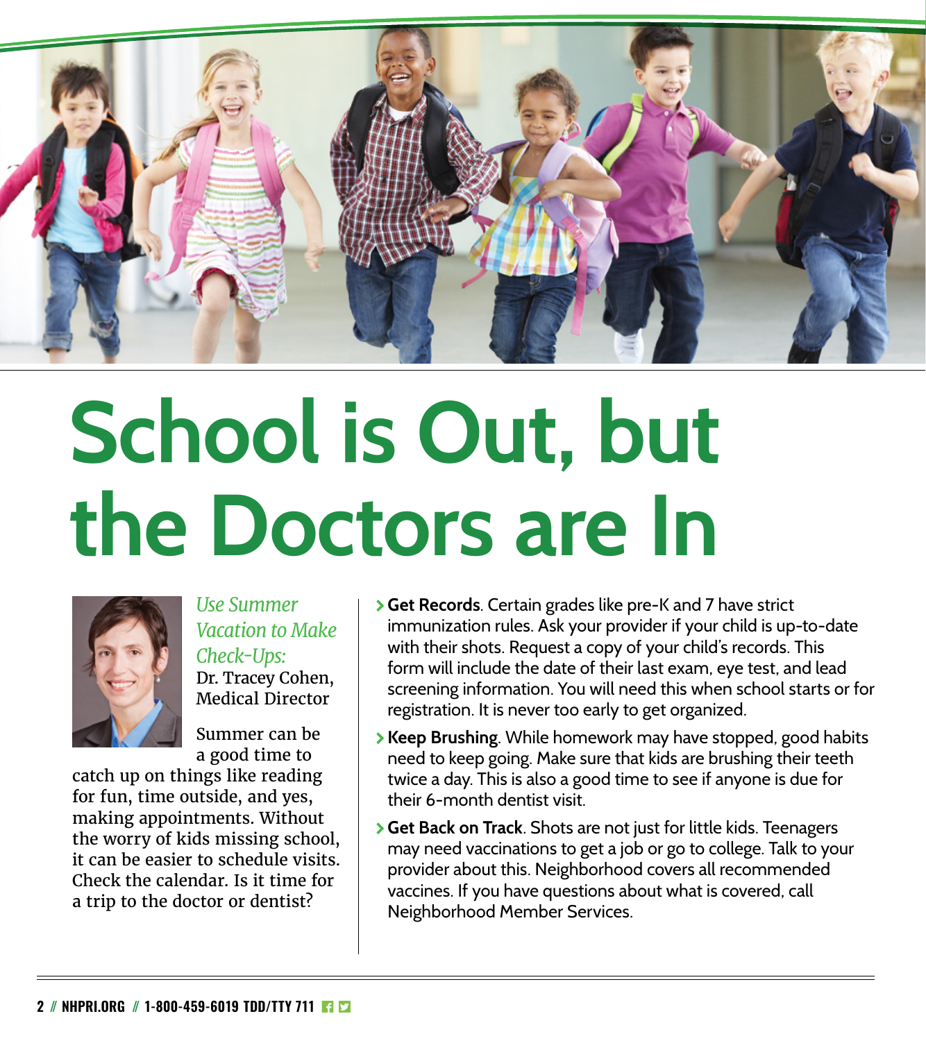# School is Out, but the Doctors are In

*Use Summer Vacation to Make Check-Ups:*
Dr. Tracey Cohen, Medical Director

Summer can be a good time to catch up on things like reading for fun, time outside, and yes, making appointments. Without the worry of kids missing school, it can be easier to schedule visits. Check the calendar. Is it time for a trip to the doctor or dentist?

- **Get Records**. Certain grades like pre-K and 7 have strict immunization rules. Ask your provider if your child is up-to-date with their shots. Request a copy of your child's records. This form will include the date of their last exam, eye test, and lead screening information. You will need this when school starts or for registration. It is never too early to get organized.
- **Keep Brushing**. While homework may have stopped, good habits need to keep going. Make sure that kids are brushing their teeth twice a day. This is also a good time to see if anyone is due for their 6-month dentist visit.
- **Get Back on Track**. Shots are not just for little kids. Teenagers may need vaccinations to get a job or go to college. Talk to your provider about this. Neighborhood covers all recommended vaccines. If you have questions about what is covered, call Neighborhood Member Services.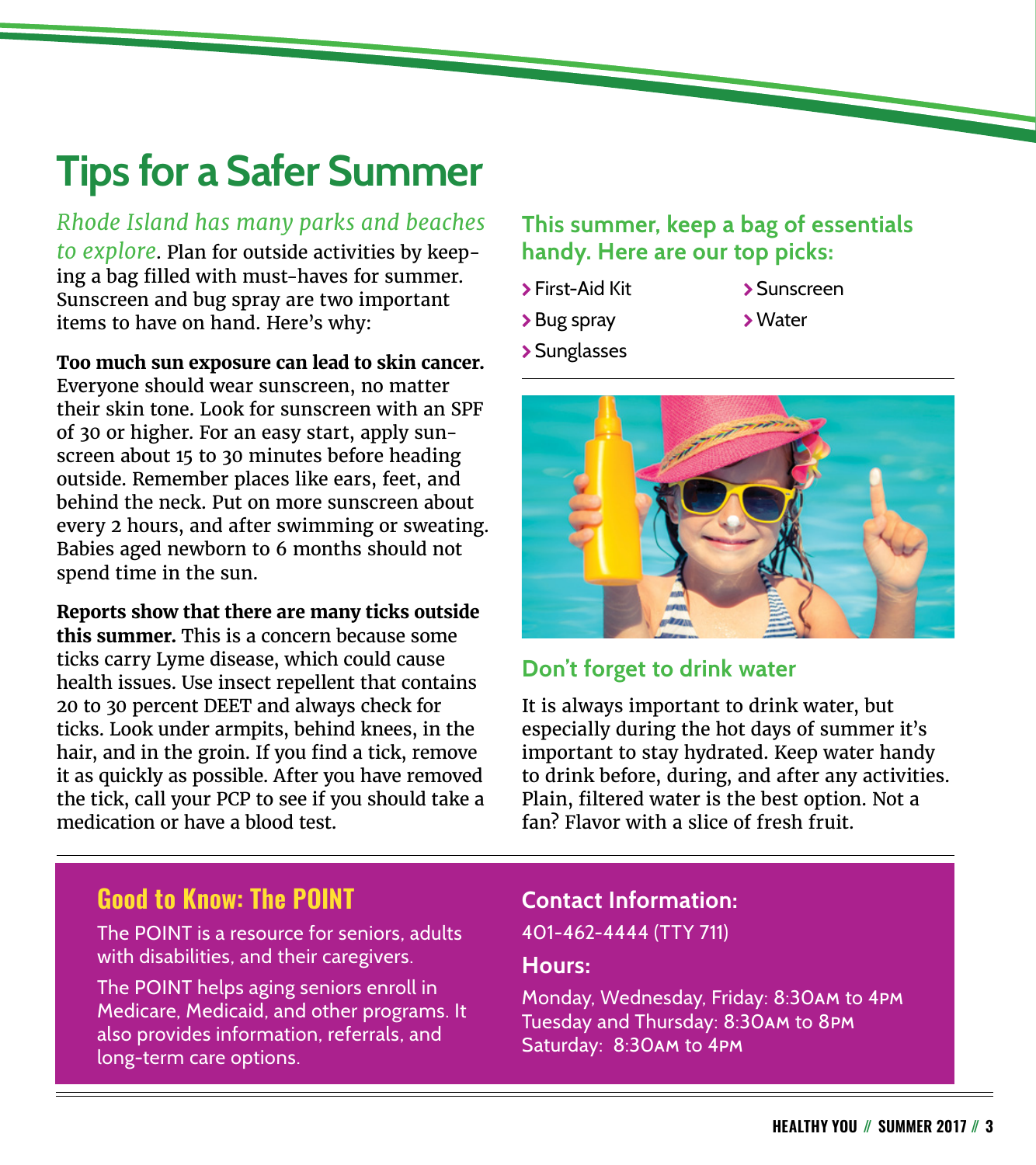# Tips for a Safer Summer

*Rhode Island has many parks and beaches to explore*. Plan for outside activities by keeping a bag filled with must-haves for summer. Sunscreen and bug spray are two important items to have on hand. Here's why:

**Too much sun exposure can lead to skin cancer.** Everyone should wear sunscreen, no matter their skin tone. Look for sunscreen with an SPF of 30 or higher. For an easy start, apply sunscreen about 15 to 30 minutes before heading outside. Remember places like ears, feet, and behind the neck. Put on more sunscreen about every 2 hours, and after swimming or sweating. Babies aged newborn to 6 months should not spend time in the sun.

**Reports show that there are many ticks outside this summer.** This is a concern because some ticks carry Lyme disease, which could cause health issues. Use insect repellent that contains 20 to 30 percent DEET and always check for ticks. Look under armpits, behind knees, in the hair, and in the groin. If you find a tick, remove it as quickly as possible. After you have removed the tick, call your PCP to see if you should take a medication or have a blood test.

### This summer, keep a bag of essentials handy. Here are our top picks:

- First-Aid Kit
- Bug spray
- Sunglasses
- Sunscreen
- Water

### Don't forget to drink water

It is always important to drink water, but especially during the hot days of summer it's important to stay hydrated. Keep water handy to drink before, during, and after any activities. Plain, filtered water is the best option. Not a fan? Flavor with a slice of fresh fruit.

## Good to Know: The POINT

The POINT is a resource for seniors, adults with disabilities, and their caregivers.

The POINT helps aging seniors enroll in Medicare, Medicaid, and other programs. It also provides information, referrals, and long-term care options.

**Contact Information:**

401-462-4444 (TTY 711)

**Hours:**

Monday, Wednesday, Friday: 8:30AM to 4PM
Tuesday and Thursday: 8:30AM to 8PM
Saturday: 8:30AM to 4PM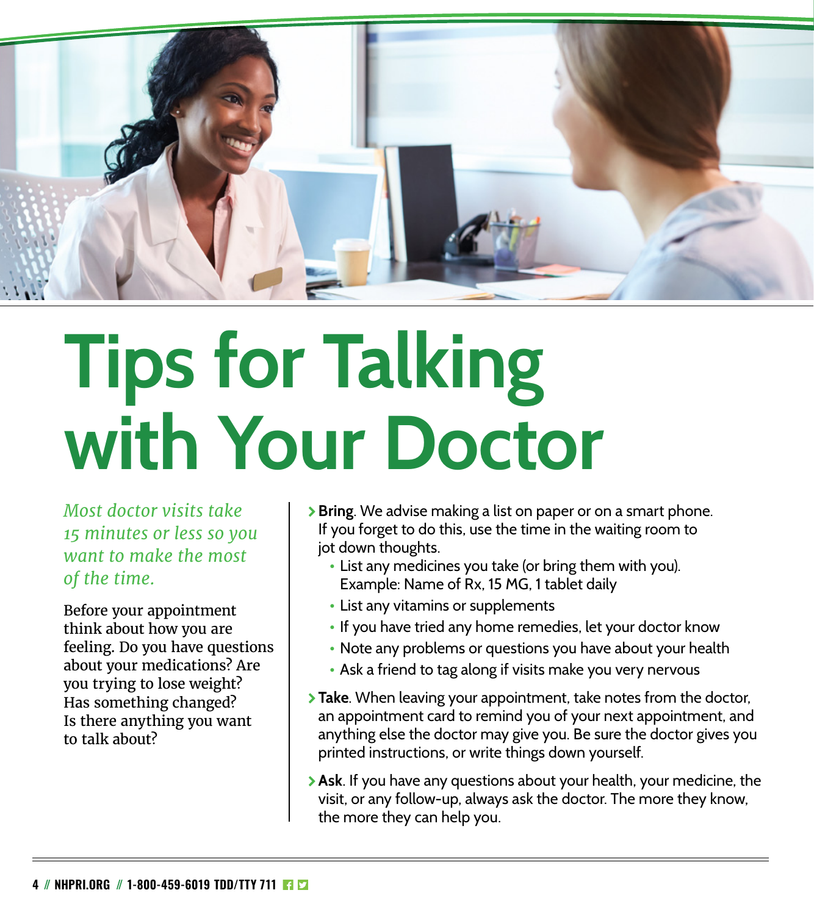# Tips for Talking with Your Doctor

*Most doctor visits take 15 minutes or less so you want to make the most of the time.*

Before your appointment think about how you are feeling. Do you have questions about your medications? Are you trying to lose weight? Has something changed? Is there anything you want to talk about?

- **Bring**. We advise making a list on paper or on a smart phone. If you forget to do this, use the time in the waiting room to jot down thoughts.
  - List any medicines you take (or bring them with you). Example: Name of Rx, 15 MG, 1 tablet daily
  - List any vitamins or supplements
  - If you have tried any home remedies, let your doctor know
  - Note any problems or questions you have about your health
  - Ask a friend to tag along if visits make you very nervous
- **Take**. When leaving your appointment, take notes from the doctor, an appointment card to remind you of your next appointment, and anything else the doctor may give you. Be sure the doctor gives you printed instructions, or write things down yourself.
- **Ask**. If you have any questions about your health, your medicine, the visit, or any follow-up, always ask the doctor. The more they know, the more they can help you.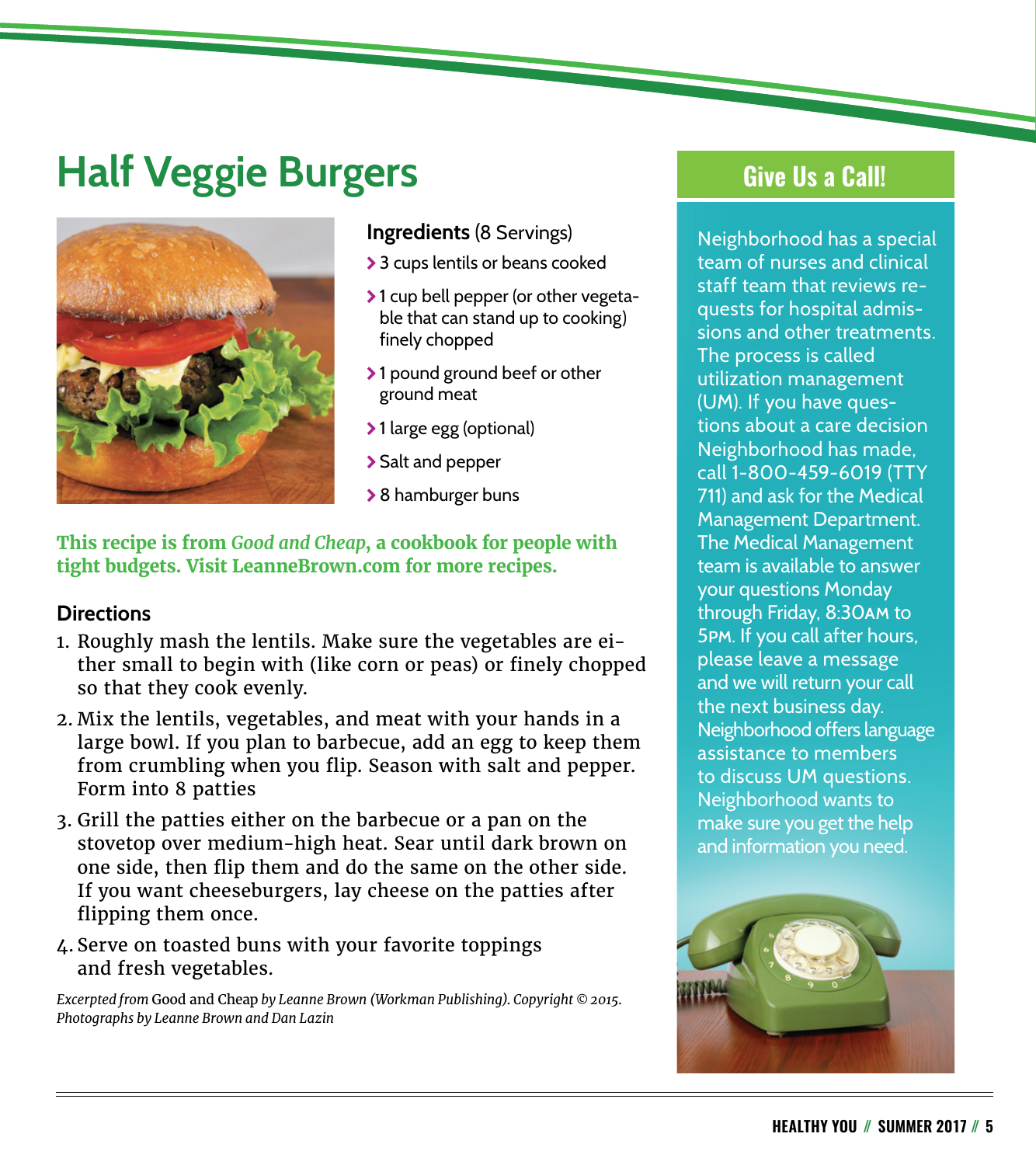# Half Veggie Burgers

**Ingredients** (8 Servings)

- 3 cups lentils or beans cooked
- 1 cup bell pepper (or other vegetable that can stand up to cooking) finely chopped
- 1 pound ground beef or other ground meat
- 1 large egg (optional)
- Salt and pepper
- 8 hamburger buns

**This recipe is from *Good and Cheap*, a cookbook for people with tight budgets. Visit LeanneBrown.com for more recipes.**

### Directions

1. Roughly mash the lentils. Make sure the vegetables are either small to begin with (like corn or peas) or finely chopped so that they cook evenly.
2. Mix the lentils, vegetables, and meat with your hands in a large bowl. If you plan to barbecue, add an egg to keep them from crumbling when you flip. Season with salt and pepper. Form into 8 patties
3. Grill the patties either on the barbecue or a pan on the stovetop over medium-high heat. Sear until dark brown on one side, then flip them and do the same on the other side. If you want cheeseburgers, lay cheese on the patties after flipping them once.
4. Serve on toasted buns with your favorite toppings and fresh vegetables.

*Excerpted from* Good and Cheap *by Leanne Brown (Workman Publishing). Copyright © 2015. Photographs by Leanne Brown and Dan Lazin*

## Give Us a Call!

Neighborhood has a special team of nurses and clinical staff team that reviews requests for hospital admissions and other treatments. The process is called utilization management (UM). If you have questions about a care decision Neighborhood has made, call 1-800-459-6019 (TTY 711) and ask for the Medical Management Department. The Medical Management team is available to answer your questions Monday through Friday, 8:30AM to 5PM. If you call after hours, please leave a message and we will return your call the next business day. Neighborhood offers language assistance to members to discuss UM questions. Neighborhood wants to make sure you get the help and information you need.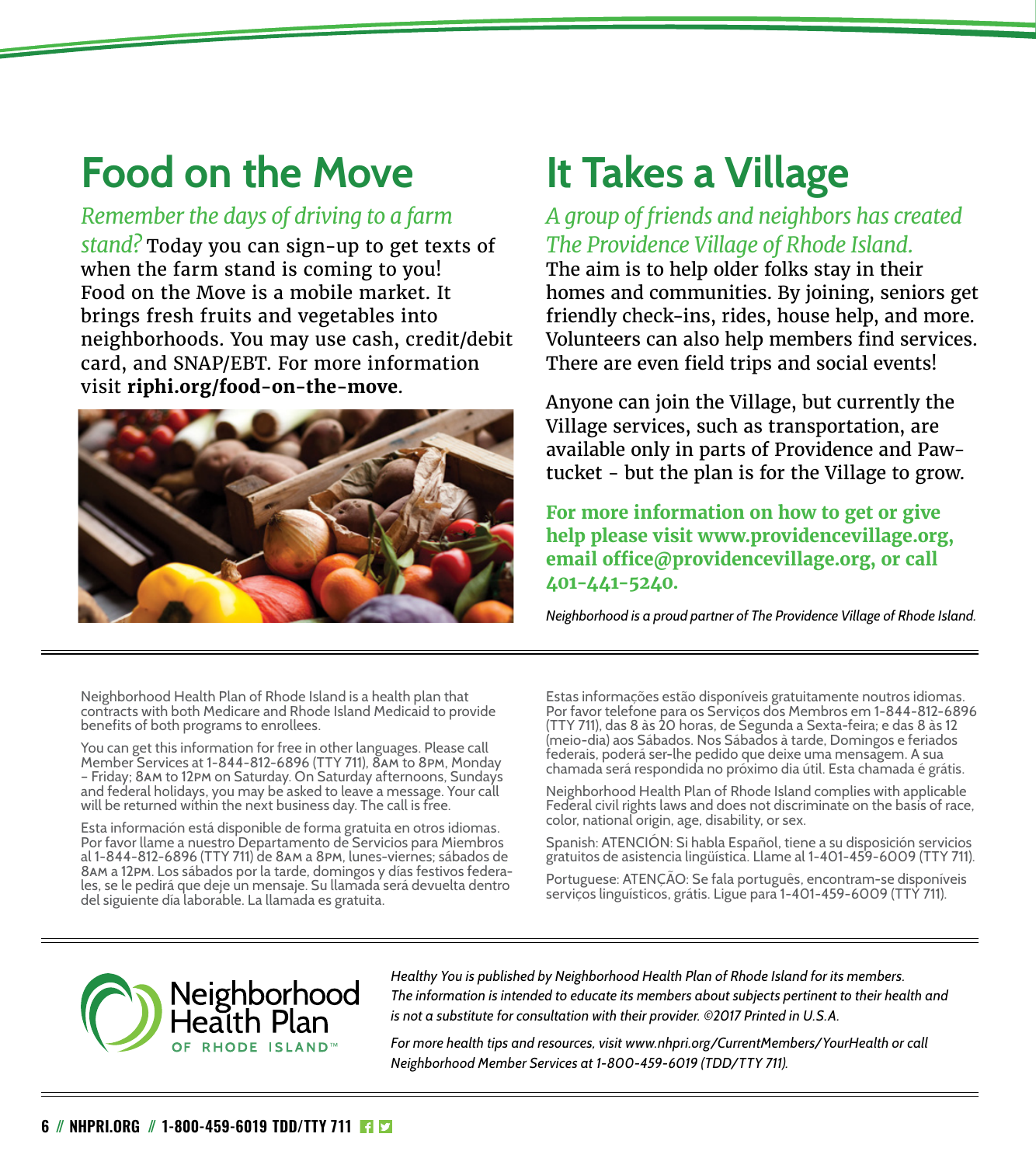# Food on the Move

*Remember the days of driving to a farm stand?* Today you can sign-up to get texts of when the farm stand is coming to you! Food on the Move is a mobile market. It brings fresh fruits and vegetables into neighborhoods. You may use cash, credit/debit card, and SNAP/EBT. For more information visit **riphi.org/food-on-the-move**.

# It Takes a Village

*A group of friends and neighbors has created The Providence Village of Rhode Island.*

The aim is to help older folks stay in their homes and communities. By joining, seniors get friendly check-ins, rides, house help, and more. Volunteers can also help members find services. There are even field trips and social events!

Anyone can join the Village, but currently the Village services, such as transportation, are available only in parts of Providence and Pawtucket - but the plan is for the Village to grow.

**For more information on how to get or give help please visit www.providencevillage.org, email office@providencevillage.org, or call 401-441-5240.**

*Neighborhood is a proud partner of The Providence Village of Rhode Island.*

---

Neighborhood Health Plan of Rhode Island is a health plan that contracts with both Medicare and Rhode Island Medicaid to provide benefits of both programs to enrollees.

You can get this information for free in other languages. Please call Member Services at 1-844-812-6896 (TTY 711), 8AM to 8PM, Monday – Friday; 8AM to 12PM on Saturday. On Saturday afternoons, Sundays and federal holidays, you may be asked to leave a message. Your call will be returned within the next business day. The call is free.

Esta información está disponible de forma gratuita en otros idiomas. Por favor llame a nuestro Departamento de Servicios para Miembros al 1-844-812-6896 (TTY 711) de 8AM a 8PM, lunes-viernes; sábados de 8AM a 12PM. Los sábados por la tarde, domingos y días festivos federales, se le pedirá que deje un mensaje. Su llamada será devuelta dentro del siguiente día laborable. La llamada es gratuita.

Estas informações estão disponíveis gratuitamente noutros idiomas. Por favor telefone para os Serviços dos Membros em 1-844-812-6896 (TTY 711), das 8 às 20 horas, de Segunda a Sexta-feira; e das 8 às 12 (meio-dia) aos Sábados. Nos Sábados à tarde, Domingos e feriados federais, poderá ser-lhe pedido que deixe uma mensagem. A sua chamada será respondida no próximo dia útil. Esta chamada é grátis.

Neighborhood Health Plan of Rhode Island complies with applicable Federal civil rights laws and does not discriminate on the basis of race, color, national origin, age, disability, or sex.

Spanish: ATENCIÓN: Si habla Español, tiene a su disposición servicios gratuitos de asistencia lingüística. Llame al 1-401-459-6009 (TTY 711).

Portuguese: ATENÇÃO: Se fala português, encontram-se disponíveis serviços linguísticos, grátis. Ligue para 1-401-459-6009 (TTY 711).

---

Neighborhood Health Plan OF RHODE ISLAND™

*Healthy You is published by Neighborhood Health Plan of Rhode Island for its members. The information is intended to educate its members about subjects pertinent to their health and is not a substitute for consultation with their provider. ©2017 Printed in U.S.A.*

*For more health tips and resources, visit www.nhpri.org/CurrentMembers/YourHealth or call Neighborhood Member Services at 1-800-459-6019 (TDD/TTY 711).*